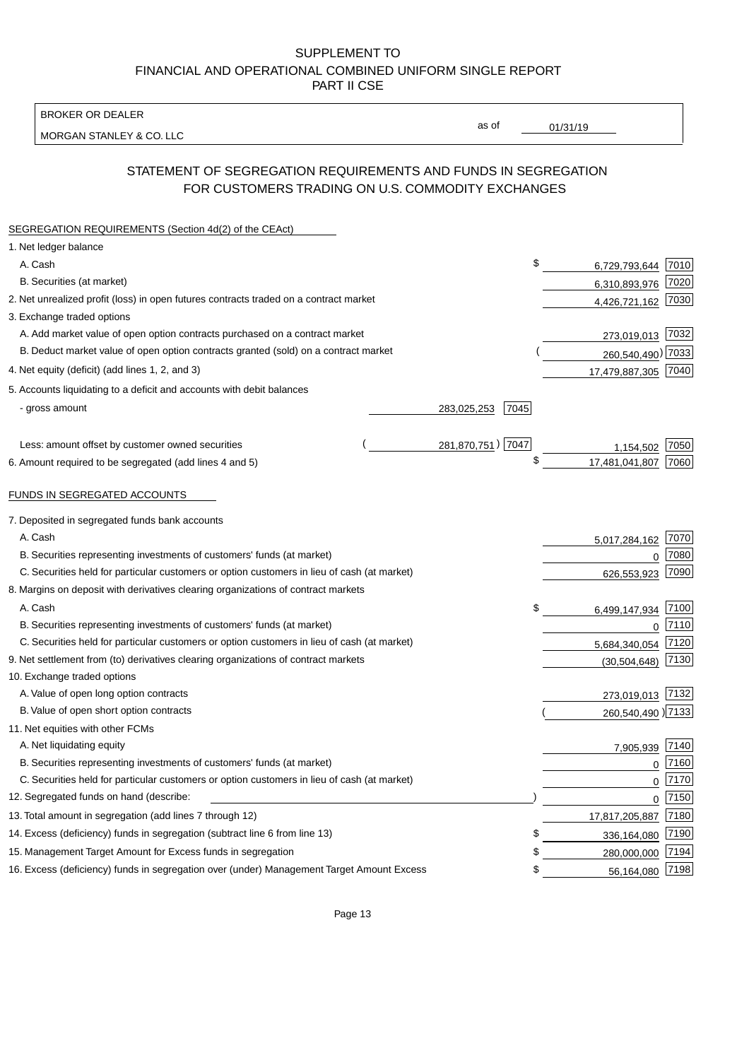SUPPLEMENT TO
FINANCIAL AND OPERATIONAL COMBINED UNIFORM SINGLE REPORT
PART II CSE

| BROKER OR DEALER | | |
|---|---|---|
| MORGAN STANLEY & CO. LLC | as of | 01/31/19 |

## STATEMENT OF SEGREGATION REQUIREMENTS AND FUNDS IN SEGREGATION FOR CUSTOMERS TRADING ON U.S. COMMODITY EXCHANGES

| | | | | |
|---|---|---|---|---|
| **SEGREGATION REQUIREMENTS (Section 4d(2) of the CEAct)** | | | | |
| 1. Net ledger balance | | | | |
| A. Cash | | | $ 6,729,793,644 | 7010 |
| B. Securities (at market) | | | 6,310,893,976 | 7020 |
| 2. Net unrealized profit (loss) in open futures contracts traded on a contract market | | | 4,426,721,162 | 7030 |
| 3. Exchange traded options | | | | |
| A. Add market value of open option contracts purchased on a contract market | | | 273,019,013 | 7032 |
| B. Deduct market value of open option contracts granted (sold) on a contract market | | | (260,540,490) | 7033 |
| 4. Net equity (deficit) (add lines 1, 2, and 3) | | | 17,479,887,305 | 7040 |
| 5. Accounts liquidating to a deficit and accounts with debit balances | | | | |
| - gross amount | 283,025,253 | 7045 | | |
| Less: amount offset by customer owned securities | (281,870,751) | 7047 | 1,154,502 | 7050 |
| 6. Amount required to be segregated (add lines 4 and 5) | | | $ 17,481,041,807 | 7060 |
| **FUNDS IN SEGREGATED ACCOUNTS** | | | | |
| 7. Deposited in segregated funds bank accounts | | | | |
| A. Cash | | | 5,017,284,162 | 7070 |
| B. Securities representing investments of customers' funds (at market) | | | 0 | 7080 |
| C. Securities held for particular customers or option customers in lieu of cash (at market) | | | 626,553,923 | 7090 |
| 8. Margins on deposit with derivatives clearing organizations of contract markets | | | | |
| A. Cash | | | $ 6,499,147,934 | 7100 |
| B. Securities representing investments of customers' funds (at market) | | | 0 | 7110 |
| C. Securities held for particular customers or option customers in lieu of cash (at market) | | | 5,684,340,054 | 7120 |
| 9. Net settlement from (to) derivatives clearing organizations of contract markets | | | (30,504,648) | 7130 |
| 10. Exchange traded options | | | | |
| A. Value of open long option contracts | | | 273,019,013 | 7132 |
| B. Value of open short option contracts | | | (260,540,490) | 7133 |
| 11. Net equities with other FCMs | | | | |
| A. Net liquidating equity | | | 7,905,939 | 7140 |
| B. Securities representing investments of customers' funds (at market) | | | 0 | 7160 |
| C. Securities held for particular customers or option customers in lieu of cash (at market) | | | 0 | 7170 |
| 12. Segregated funds on hand (describe: ) | | | 0 | 7150 |
| 13. Total amount in segregation (add lines 7 through 12) | | | 17,817,205,887 | 7180 |
| 14. Excess (deficiency) funds in segregation (subtract line 6 from line 13) | | | $ 336,164,080 | 7190 |
| 15. Management Target Amount for Excess funds in segregation | | | $ 280,000,000 | 7194 |
| 16. Excess (deficiency) funds in segregation over (under) Management Target Amount Excess | | | $ 56,164,080 | 7198 |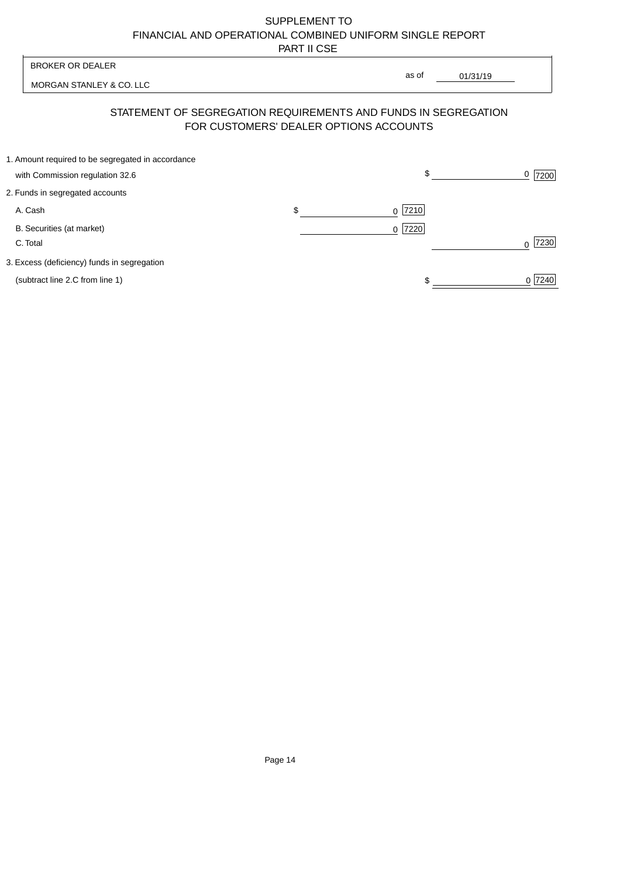SUPPLEMENT TO
FINANCIAL AND OPERATIONAL COMBINED UNIFORM SINGLE REPORT
PART II CSE

| BROKER OR DEALER | |
|---|---|
| MORGAN STANLEY & CO. LLC | as of 01/31/19 |

## STATEMENT OF SEGREGATION REQUIREMENTS AND FUNDS IN SEGREGATION FOR CUSTOMERS' DEALER OPTIONS ACCOUNTS

| | | |
|---|---|---|
| 1. Amount required to be segregated in accordance with Commission regulation 32.6 | | $ 0 [7200] |
| 2. Funds in segregated accounts | | |
| A. Cash | $ 0 [7210] | |
| B. Securities (at market) | 0 [7220] | |
| C. Total | | 0 [7230] |
| 3. Excess (deficiency) funds in segregation (subtract line 2.C from line 1) | | $ 0 [7240] |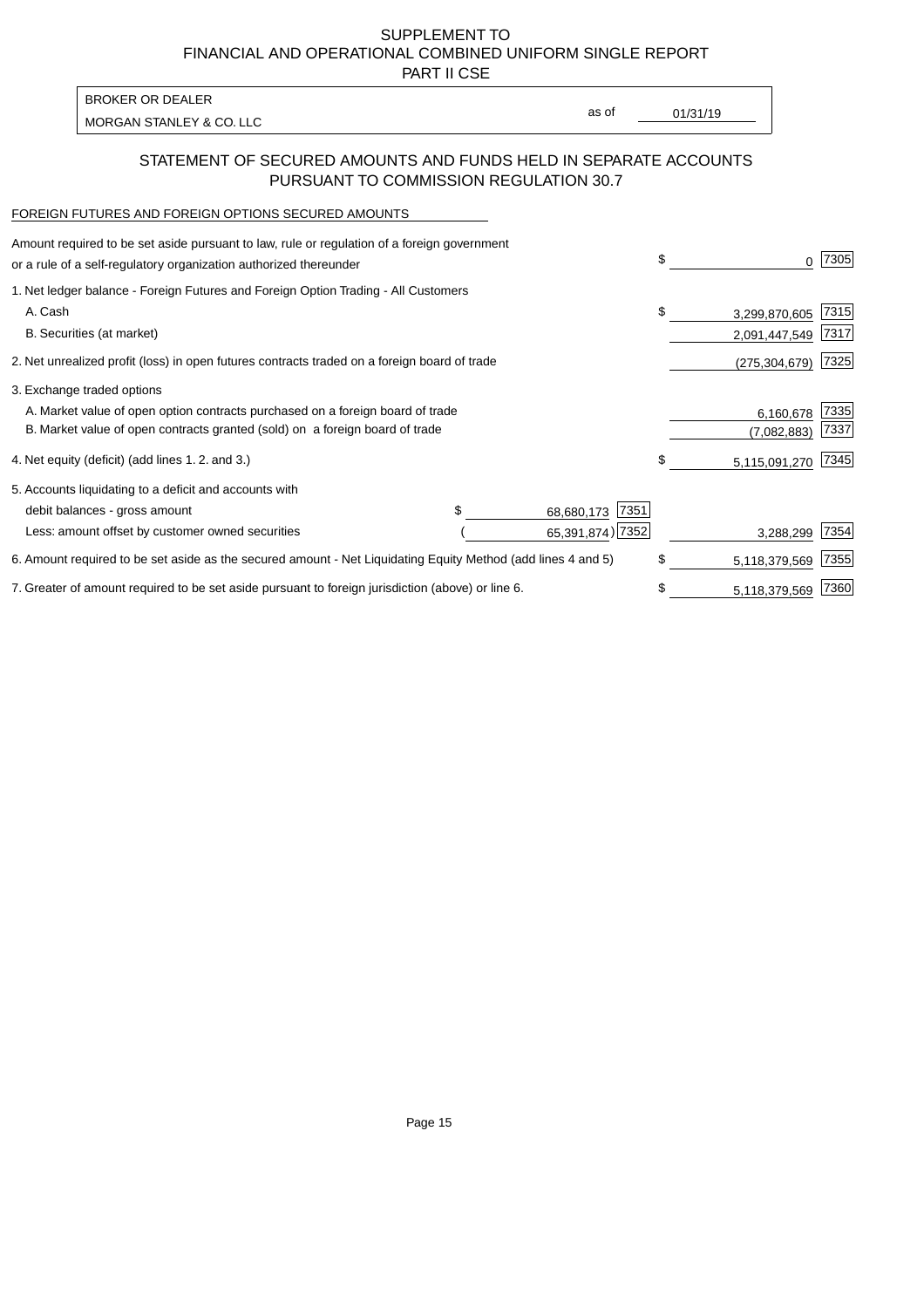SUPPLEMENT TO
FINANCIAL AND OPERATIONAL COMBINED UNIFORM SINGLE REPORT
PART II CSE

BROKER OR DEALER
MORGAN STANLEY & CO. LLC

as of 01/31/19

## STATEMENT OF SECURED AMOUNTS AND FUNDS HELD IN SEPARATE ACCOUNTS PURSUANT TO COMMISSION REGULATION 30.7

FOREIGN FUTURES AND FOREIGN OPTIONS SECURED AMOUNTS

| Description | | | Amount | Code |
|---|---|---|---|---|
| Amount required to be set aside pursuant to law, rule or regulation of a foreign government or a rule of a self-regulatory organization authorized thereunder | | | $ 0 | 7305 |
| 1. Net ledger balance - Foreign Futures and Foreign Option Trading - All Customers | | | | |
| A. Cash | | | $ 3,299,870,605 | 7315 |
| B. Securities (at market) | | | 2,091,447,549 | 7317 |
| 2. Net unrealized profit (loss) in open futures contracts traded on a foreign board of trade | | | (275,304,679) | 7325 |
| 3. Exchange traded options | | | | |
| A. Market value of open option contracts purchased on a foreign board of trade | | | 6,160,678 | 7335 |
| B. Market value of open contracts granted (sold) on a foreign board of trade | | | (7,082,883) | 7337 |
| 4. Net equity (deficit) (add lines 1. 2. and 3.) | | | $ 5,115,091,270 | 7345 |
| 5. Accounts liquidating to a deficit and accounts with | | | | |
| debit balances - gross amount | $ 68,680,173 | 7351 | | |
| Less: amount offset by customer owned securities | (65,391,874) | 7352 | 3,288,299 | 7354 |
| 6. Amount required to be set aside as the secured amount - Net Liquidating Equity Method (add lines 4 and 5) | | | $ 5,118,379,569 | 7355 |
| 7. Greater of amount required to be set aside pursuant to foreign jurisdiction (above) or line 6. | | | $ 5,118,379,569 | 7360 |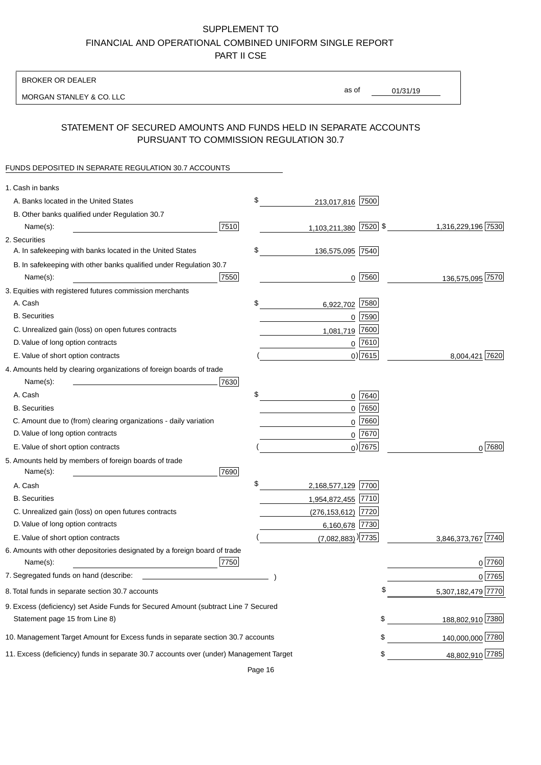SUPPLEMENT TO
FINANCIAL AND OPERATIONAL COMBINED UNIFORM SINGLE REPORT
PART II CSE

BROKER OR DEALER

MORGAN STANLEY & CO. LLC

as of 01/31/19

## STATEMENT OF SECURED AMOUNTS AND FUNDS HELD IN SEPARATE ACCOUNTS PURSUANT TO COMMISSION REGULATION 30.7

FUNDS DEPOSITED IN SEPARATE REGULATION 30.7 ACCOUNTS

| | | | | |
|---|---|---|---|---|
| 1. Cash in banks | | | | |
| A. Banks located in the United States | | $ 213,017,816 | 7500 | |
| B. Other banks qualified under Regulation 30.7 Name(s): | 7510 | 1,103,211,380 | 7520 | $ 1,316,229,196 7530 |
| 2. Securities | | | | |
| A. In safekeeping with banks located in the United States | | $ 136,575,095 | 7540 | |
| B. In safekeeping with other banks qualified under Regulation 30.7 Name(s): | 7550 | 0 | 7560 | 136,575,095 7570 |
| 3. Equities with registered futures commission merchants | | | | |
| A. Cash | | $ 6,922,702 | 7580 | |
| B. Securities | | 0 | 7590 | |
| C. Unrealized gain (loss) on open futures contracts | | 1,081,719 | 7600 | |
| D. Value of long option contracts | | 0 | 7610 | |
| E. Value of short option contracts | | ( 0) | 7615 | 8,004,421 7620 |
| 4. Amounts held by clearing organizations of foreign boards of trade Name(s): | 7630 | | | |
| A. Cash | | $ 0 | 7640 | |
| B. Securities | | 0 | 7650 | |
| C. Amount due to (from) clearing organizations - daily variation | | 0 | 7660 | |
| D. Value of long option contracts | | 0 | 7670 | |
| E. Value of short option contracts | | ( 0) | 7675 | 0 7680 |
| 5. Amounts held by members of foreign boards of trade Name(s): | 7690 | | | |
| A. Cash | | $ 2,168,577,129 | 7700 | |
| B. Securities | | 1,954,872,455 | 7710 | |
| C. Unrealized gain (loss) on open futures contracts | | (276,153,612) | 7720 | |
| D. Value of long option contracts | | 6,160,678 | 7730 | |
| E. Value of short option contracts | | ( (7,082,883) ) | 7735 | 3,846,373,767 7740 |
| 6. Amounts with other depositories designated by a foreign board of trade Name(s): | 7750 | | | 0 7760 |
| 7. Segregated funds on hand (describe: ) | | | | 0 7765 |
| 8. Total funds in separate section 30.7 accounts | | | | $ 5,307,182,479 7770 |
| 9. Excess (deficiency) set Aside Funds for Secured Amount (subtract Line 7 Secured Statement page 15 from Line 8) | | | | $ 188,802,910 7380 |
| 10. Management Target Amount for Excess funds in separate section 30.7 accounts | | | | $ 140,000,000 7780 |
| 11. Excess (deficiency) funds in separate 30.7 accounts over (under) Management Target | | | | $ 48,802,910 7785 |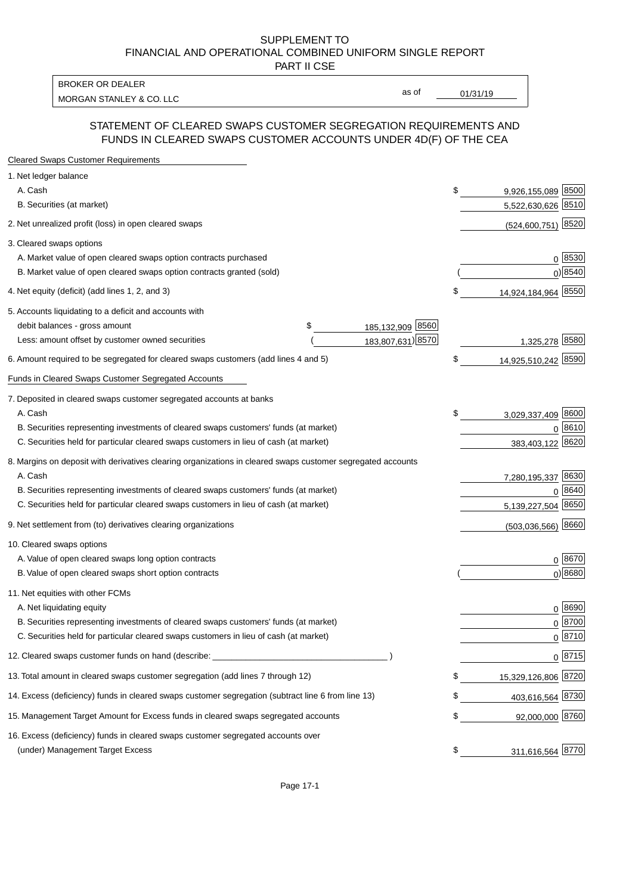SUPPLEMENT TO
FINANCIAL AND OPERATIONAL COMBINED UNIFORM SINGLE REPORT
PART II CSE

BROKER OR DEALER
MORGAN STANLEY & CO. LLC

as of 01/31/19

## STATEMENT OF CLEARED SWAPS CUSTOMER SEGREGATION REQUIREMENTS AND FUNDS IN CLEARED SWAPS CUSTOMER ACCOUNTS UNDER 4D(F) OF THE CEA

| | | | |
|---|---|---|---|
| **Cleared Swaps Customer Requirements** | | | |
| 1. Net ledger balance | | | |
| A. Cash | | $ 9,926,155,089 | 8500 |
| B. Securities (at market) | | 5,522,630,626 | 8510 |
| 2. Net unrealized profit (loss) in open cleared swaps | | (524,600,751) | 8520 |
| 3. Cleared swaps options | | | |
| A. Market value of open cleared swaps option contracts purchased | | 0 | 8530 |
| B. Market value of open cleared swaps option contracts granted (sold) | | ( 0) | 8540 |
| 4. Net equity (deficit) (add lines 1, 2, and 3) | | $ 14,924,184,964 | 8550 |
| 5. Accounts liquidating to a deficit and accounts with | | | |
| debit balances - gross amount | $ 185,132,909 8560 | | |
| Less: amount offset by customer owned securities | ( 183,807,631) 8570 | 1,325,278 | 8580 |
| 6. Amount required to be segregated for cleared swaps customers (add lines 4 and 5) | | $ 14,925,510,242 | 8590 |
| **Funds in Cleared Swaps Customer Segregated Accounts** | | | |
| 7. Deposited in cleared swaps customer segregated accounts at banks | | | |
| A. Cash | | $ 3,029,337,409 | 8600 |
| B. Securities representing investments of cleared swaps customers' funds (at market) | | 0 | 8610 |
| C. Securities held for particular cleared swaps customers in lieu of cash (at market) | | 383,403,122 | 8620 |
| 8. Margins on deposit with derivatives clearing organizations in cleared swaps customer segregated accounts | | | |
| A. Cash | | 7,280,195,337 | 8630 |
| B. Securities representing investments of cleared swaps customers' funds (at market) | | 0 | 8640 |
| C. Securities held for particular cleared swaps customers in lieu of cash (at market) | | 5,139,227,504 | 8650 |
| 9. Net settlement from (to) derivatives clearing organizations | | (503,036,566) | 8660 |
| 10. Cleared swaps options | | | |
| A. Value of open cleared swaps long option contracts | | 0 | 8670 |
| B. Value of open cleared swaps short option contracts | | ( 0) | 8680 |
| 11. Net equities with other FCMs | | | |
| A. Net liquidating equity | | 0 | 8690 |
| B. Securities representing investments of cleared swaps customers' funds (at market) | | 0 | 8700 |
| C. Securities held for particular cleared swaps customers in lieu of cash (at market) | | 0 | 8710 |
| 12. Cleared swaps customer funds on hand (describe: ____________________ ) | | 0 | 8715 |
| 13. Total amount in cleared swaps customer segregation (add lines 7 through 12) | | $ 15,329,126,806 | 8720 |
| 14. Excess (deficiency) funds in cleared swaps customer segregation (subtract line 6 from line 13) | | $ 403,616,564 | 8730 |
| 15. Management Target Amount for Excess funds in cleared swaps segregated accounts | | $ 92,000,000 | 8760 |
| 16. Excess (deficiency) funds in cleared swaps customer segregated accounts over (under) Management Target Excess | | $ 311,616,564 | 8770 |